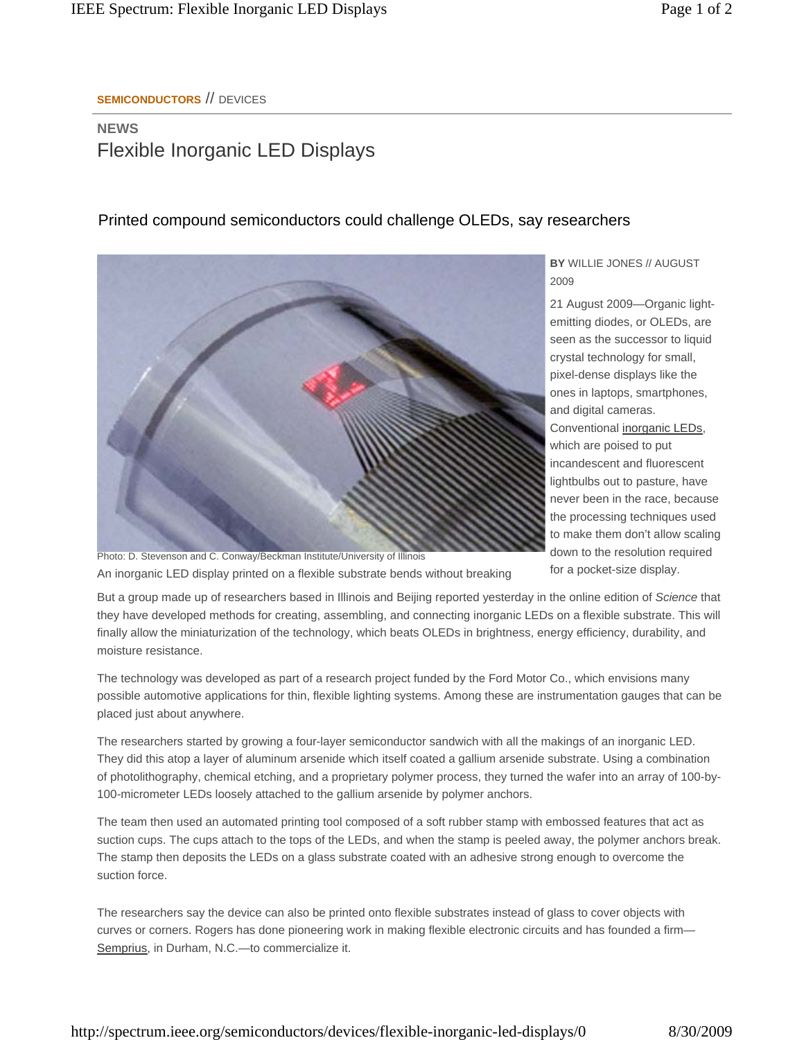**SEMICONDUCTORS** // DEVICES

**NEWS**

# Flexible Inorganic LED Displays

## Printed compound semiconductors could challenge OLEDs, say researchers

Photo: D. Stevenson and C. Conway/Beckman Institute/University of Illinois

An inorganic LED display printed on a flexible substrate bends without breaking

**BY** WILLIE JONES // AUGUST 2009

21 August 2009—Organic light-emitting diodes, or OLEDs, are seen as the successor to liquid crystal technology for small, pixel-dense displays like the ones in laptops, smartphones, and digital cameras. Conventional inorganic LEDs, which are poised to put incandescent and fluorescent lightbulbs out to pasture, have never been in the race, because the processing techniques used to make them don't allow scaling down to the resolution required for a pocket-size display.

But a group made up of researchers based in Illinois and Beijing reported yesterday in the online edition of *Science* that they have developed methods for creating, assembling, and connecting inorganic LEDs on a flexible substrate. This will finally allow the miniaturization of the technology, which beats OLEDs in brightness, energy efficiency, durability, and moisture resistance.

The technology was developed as part of a research project funded by the Ford Motor Co., which envisions many possible automotive applications for thin, flexible lighting systems. Among these are instrumentation gauges that can be placed just about anywhere.

The researchers started by growing a four-layer semiconductor sandwich with all the makings of an inorganic LED. They did this atop a layer of aluminum arsenide which itself coated a gallium arsenide substrate. Using a combination of photolithography, chemical etching, and a proprietary polymer process, they turned the wafer into an array of 100-by-100-micrometer LEDs loosely attached to the gallium arsenide by polymer anchors.

The team then used an automated printing tool composed of a soft rubber stamp with embossed features that act as suction cups. The cups attach to the tops of the LEDs, and when the stamp is peeled away, the polymer anchors break. The stamp then deposits the LEDs on a glass substrate coated with an adhesive strong enough to overcome the suction force.

The researchers say the device can also be printed onto flexible substrates instead of glass to cover objects with curves or corners. Rogers has done pioneering work in making flexible electronic circuits and has founded a firm—Semprius, in Durham, N.C.—to commercialize it.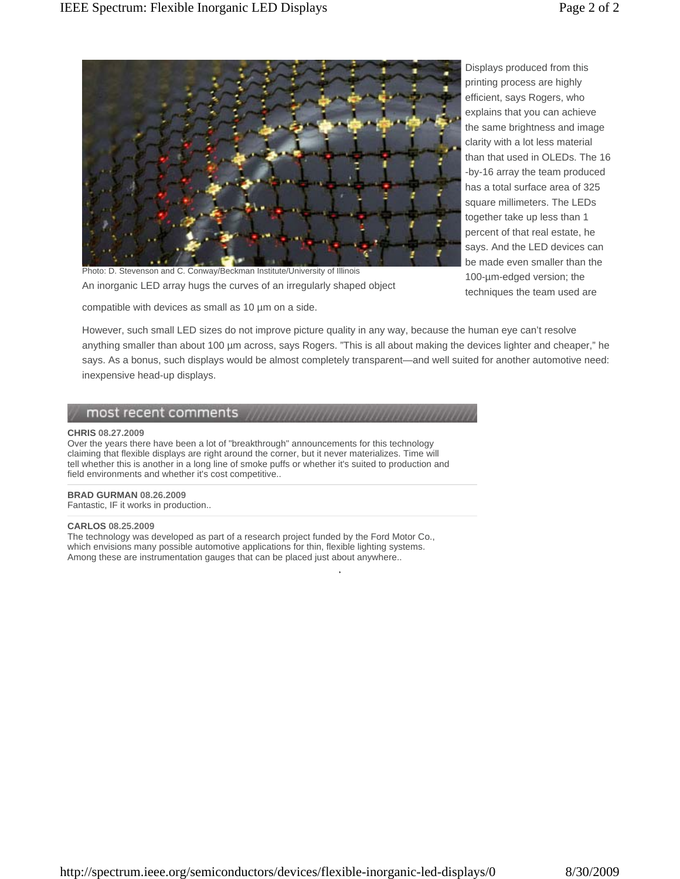Photo: D. Stevenson and C. Conway/Beckman Institute/University of Illinois

An inorganic LED array hugs the curves of an irregularly shaped object

Displays produced from this printing process are highly efficient, says Rogers, who explains that you can achieve the same brightness and image clarity with a lot less material than that used in OLEDs. The 16-by-16 array the team produced has a total surface area of 325 square millimeters. The LEDs together take up less than 1 percent of that real estate, he says. And the LED devices can be made even smaller than the 100-µm-edged version; the techniques the team used are compatible with devices as small as 10 µm on a side.

However, such small LED sizes do not improve picture quality in any way, because the human eye can't resolve anything smaller than about 100 µm across, says Rogers. "This is all about making the devices lighter and cheaper," he says. As a bonus, such displays would be almost completely transparent—and well suited for another automotive need: inexpensive head-up displays.

## most recent comments

**CHRIS 08.27.2009**
Over the years there have been a lot of "breakthrough" announcements for this technology claiming that flexible displays are right around the corner, but it never materializes. Time will tell whether this is another in a long line of smoke puffs or whether it's suited to production and field environments and whether it's cost competitive..

**BRAD GURMAN 08.26.2009**
Fantastic, IF it works in production..

**CARLOS 08.25.2009**
The technology was developed as part of a research project funded by the Ford Motor Co., which envisions many possible automotive applications for thin, flexible lighting systems. Among these are instrumentation gauges that can be placed just about anywhere..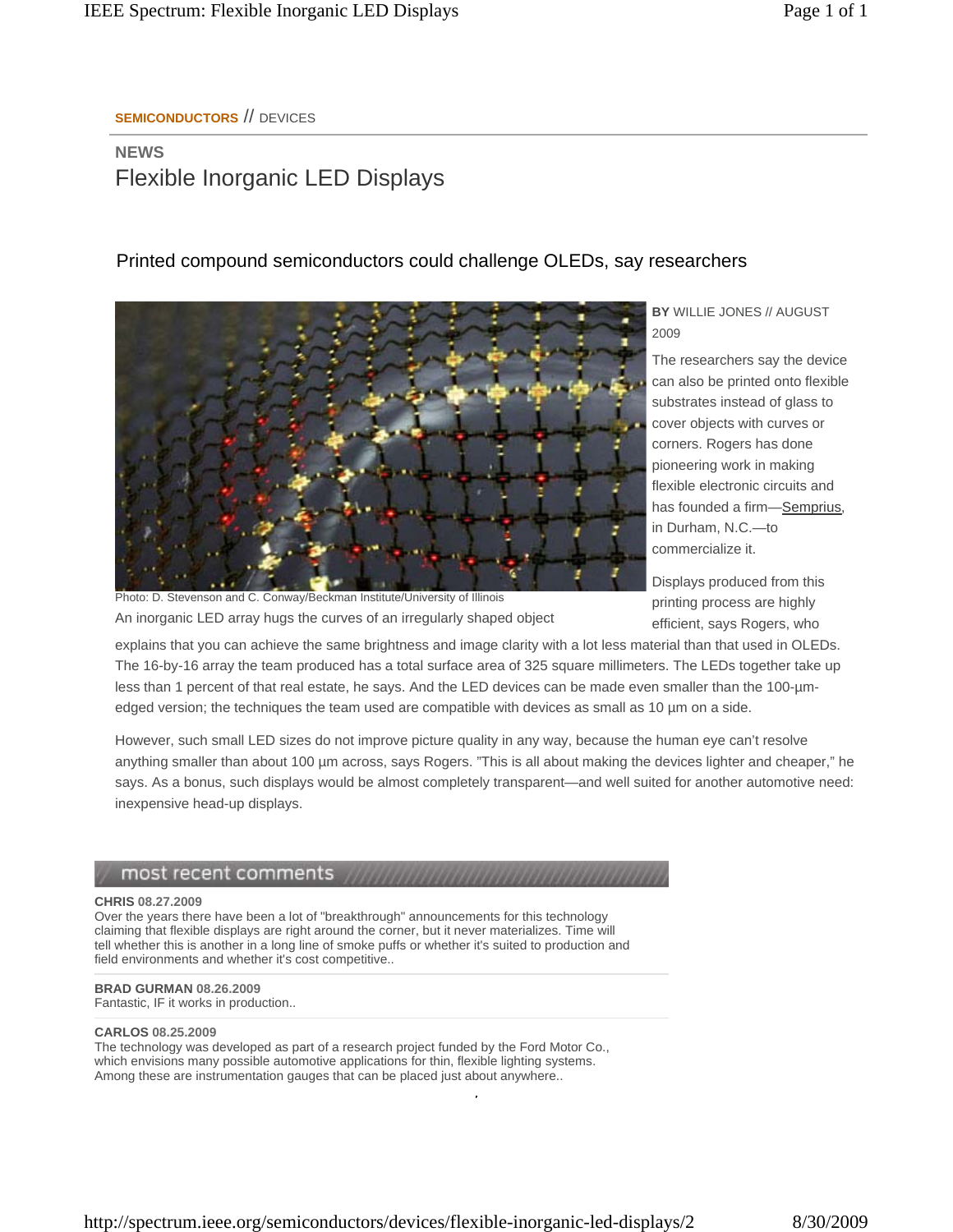SEMICONDUCTORS // DEVICES

## NEWS

# Flexible Inorganic LED Displays

### Printed compound semiconductors could challenge OLEDs, say researchers

Photo: D. Stevenson and C. Conway/Beckman Institute/University of Illinois

An inorganic LED array hugs the curves of an irregularly shaped object

**BY** WILLIE JONES // AUGUST 2009

The researchers say the device can also be printed onto flexible substrates instead of glass to cover objects with curves or corners. Rogers has done pioneering work in making flexible electronic circuits and has founded a firm—Semprius, in Durham, N.C.—to commercialize it.

Displays produced from this printing process are highly efficient, says Rogers, who explains that you can achieve the same brightness and image clarity with a lot less material than that used in OLEDs. The 16-by-16 array the team produced has a total surface area of 325 square millimeters. The LEDs together take up less than 1 percent of that real estate, he says. And the LED devices can be made even smaller than the 100-µm-edged version; the techniques the team used are compatible with devices as small as 10 µm on a side.

However, such small LED sizes do not improve picture quality in any way, because the human eye can't resolve anything smaller than about 100 µm across, says Rogers. "This is all about making the devices lighter and cheaper," he says. As a bonus, such displays would be almost completely transparent—and well suited for another automotive need: inexpensive head-up displays.

## most recent comments

**CHRIS** 08.27.2009
Over the years there have been a lot of "breakthrough" announcements for this technology claiming that flexible displays are right around the corner, but it never materializes. Time will tell whether this is another in a long line of smoke puffs or whether it's suited to production and field environments and whether it's cost competitive..

**BRAD GURMAN** 08.26.2009
Fantastic, IF it works in production..

**CARLOS** 08.25.2009
The technology was developed as part of a research project funded by the Ford Motor Co., which envisions many possible automotive applications for thin, flexible lighting systems. Among these are instrumentation gauges that can be placed just about anywhere..